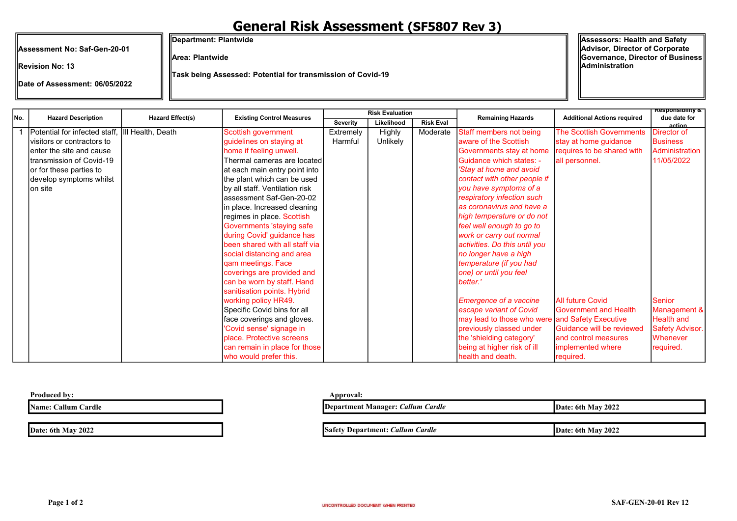# General Risk Assessment (SF5807 Rev 3)

**Assessment No: Saf-Gen-20-01**

**Revision No: 13**

**Date of Assessment: 06/05/2022**

**Department: Plantwide**

**Area: Plantwide**

**Task being Assessed: Potential for transmission of Covid-19**

**Assessors: Health and Safety Advisor, Director of Corporate Governance, Director of Business Administration**

| No. | Hazard Description | Hazard Effect(s) | Existing Control Measures | Risk Evaluation | | | Remaining Hazards | Additional Actions required | Responsibility & due date for action |
|---|---|---|---|---|---|---|---|---|---|
| | | | | Severity | Likelihood | Risk Eval | | | |
| 1 | Potential for infected staff, visitors or contractors to enter the site and cause transmission of Covid-19 or for these parties to develop symptoms whilst on site | Ill Health, Death | Scottish government guidelines on staying at home if feeling unwell. Thermal cameras are located at each main entry point into the plant which can be used by all staff. Ventilation risk assessment Saf-Gen-20-02 in place. Increased cleaning regimes in place. Scottish Governments 'staying safe during Covid' guidance has been shared with all staff via social distancing and area qam meetings. Face coverings are provided and can be worn by staff. Hand sanitisation points. Hybrid working policy HR49. Specific Covid bins for all face coverings and gloves. 'Covid sense' signage in place. Protective screens can remain in place for those who would prefer this. | Extremely Harmful | Highly Unlikely | Moderate | Staff members not being aware of the Scottish Governments stay at home Guidance which states: - *'Stay at home and avoid contact with other people if you have symptoms of a respiratory infection such as coronavirus and have a high temperature or do not feel well enough to go to work or carry out normal activities. Do this until you no longer have a high temperature (if you had one) or until you feel better.'* | The Scottish Governments stay at home guidance requires to be shared with all personnel. | Director of Business Administration 11/05/2022 |
| | | | | | | | *Emergence of a vaccine escape variant of Covid* may lead to those who were previously classed under the 'shielding category' being at higher risk of ill health and death. | All future Covid Government and Health and Safety Executive Guidance will be reviewed and control measures implemented where required. | Senior Management & Health and Safety Advisor. Whenever required. |

**Produced by:**

**Name: Callum Cardle**

**Date: 6th May 2022**

**Approval:**

**Department Manager:** ***Callum Cardle*** | **Date: 6th May 2022**

**Safety Department:** ***Callum Cardle*** | **Date: 6th May 2022**

UNCONTROLLED DOCUMENT WHEN PRINTED

SAF-GEN-20-01 Rev 12